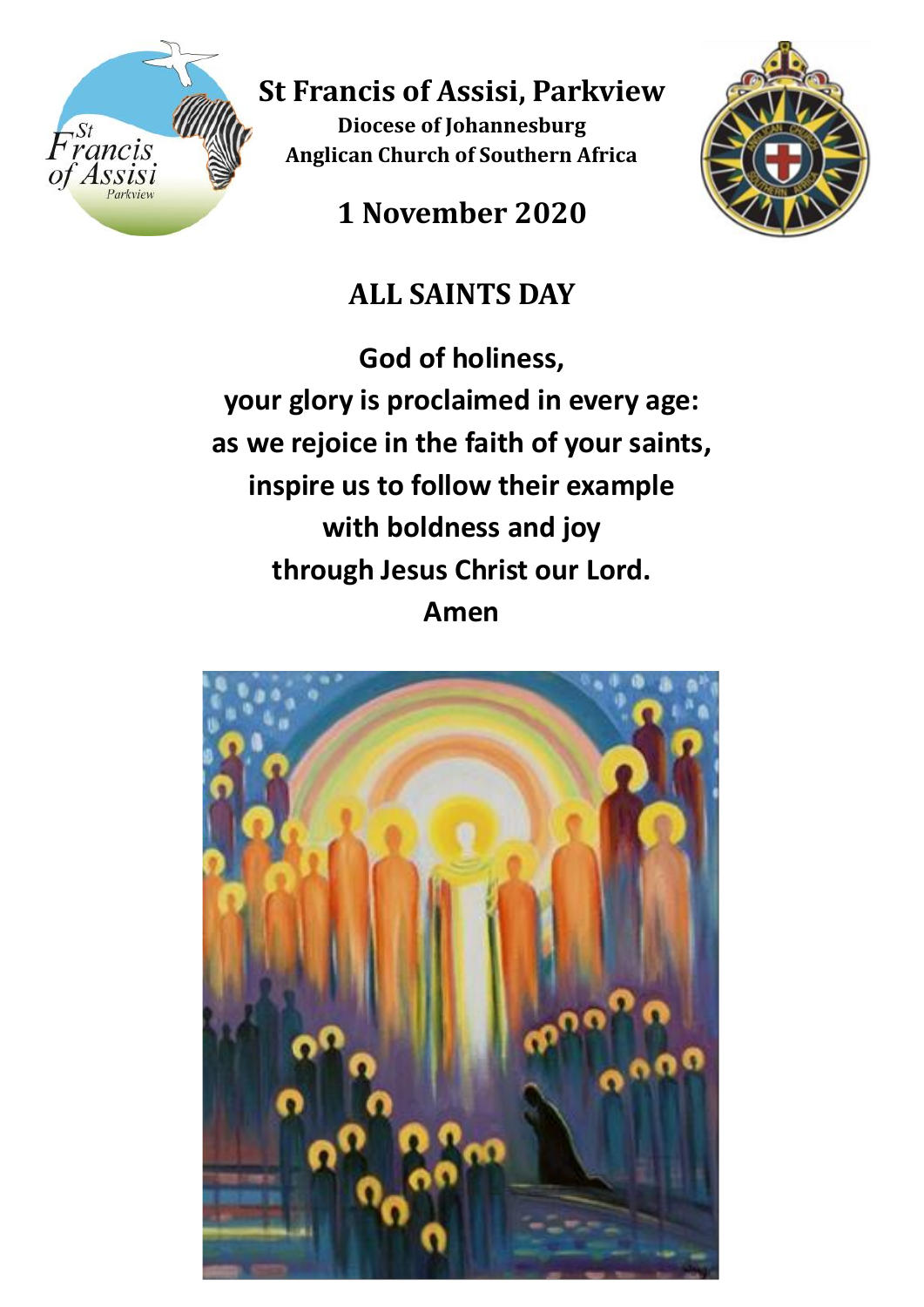# St Francis of Assisi, Parkview

**Diocese of Johannesburg**
**Anglican Church of Southern Africa**

## 1 November 2020

## ALL SAINTS DAY

**God of holiness,**
**your glory is proclaimed in every age:**
**as we rejoice in the faith of your saints,**
**inspire us to follow their example**
**with boldness and joy**
**through Jesus Christ our Lord.**
**Amen**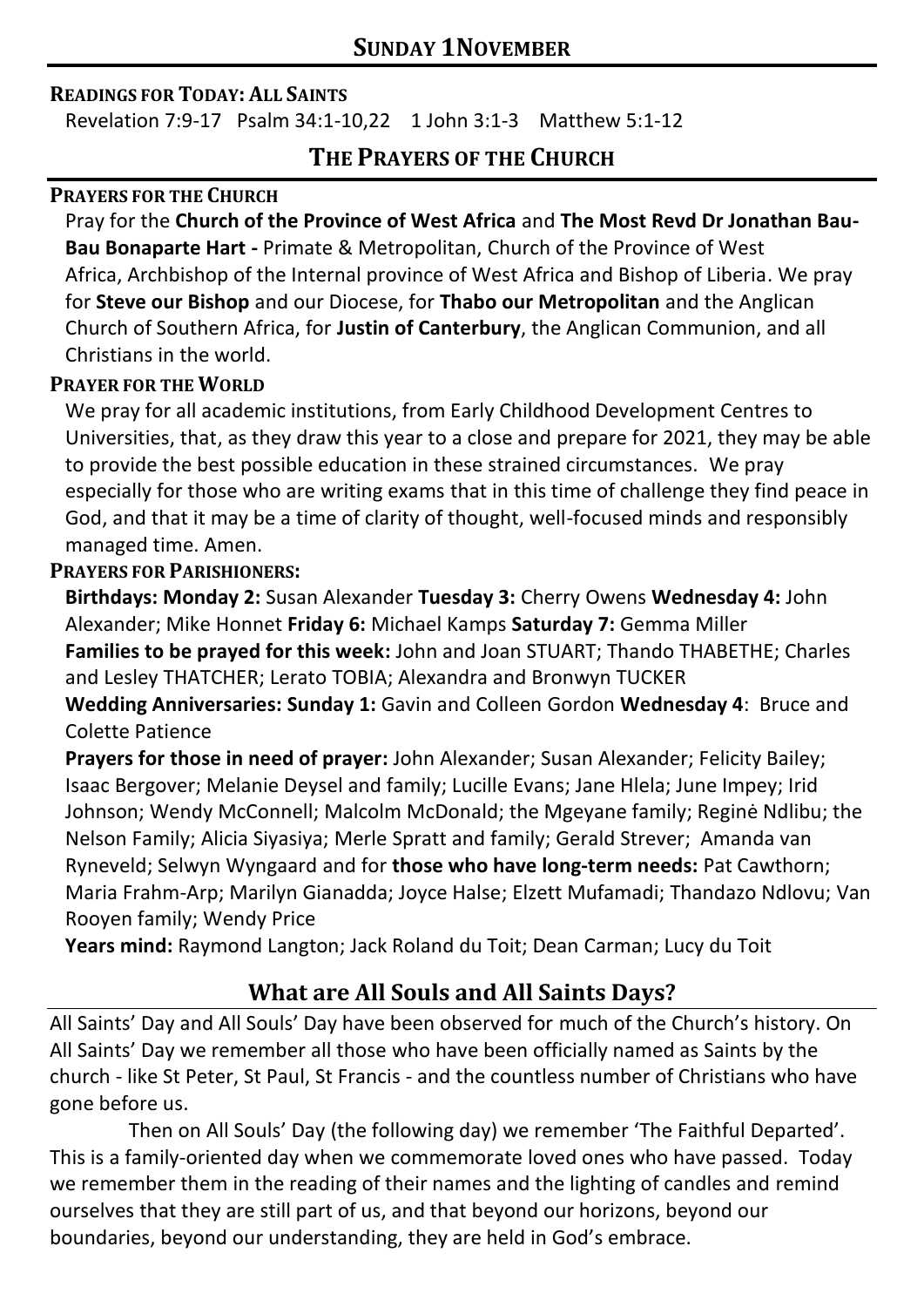## SUNDAY 1NOVEMBER

**READINGS FOR TODAY: ALL SAINTS**

Revelation 7:9-17   Psalm 34:1-10,22   1 John 3:1-3   Matthew 5:1-12

## THE PRAYERS OF THE CHURCH

**PRAYERS FOR THE CHURCH**

Pray for the **Church of the Province of West Africa** and **The Most Revd Dr Jonathan Bau-Bau Bonaparte Hart -** Primate & Metropolitan, Church of the Province of West Africa, Archbishop of the Internal province of West Africa and Bishop of Liberia. We pray for **Steve our Bishop** and our Diocese, for **Thabo our Metropolitan** and the Anglican Church of Southern Africa, for **Justin of Canterbury**, the Anglican Communion, and all Christians in the world.

**PRAYER FOR THE WORLD**

We pray for all academic institutions, from Early Childhood Development Centres to Universities, that, as they draw this year to a close and prepare for 2021, they may be able to provide the best possible education in these strained circumstances. We pray especially for those who are writing exams that in this time of challenge they find peace in God, and that it may be a time of clarity of thought, well-focused minds and responsibly managed time. Amen.

**PRAYERS FOR PARISHIONERS:**

**Birthdays: Monday 2:** Susan Alexander **Tuesday 3:** Cherry Owens **Wednesday 4:** John Alexander; Mike Honnet **Friday 6:** Michael Kamps **Saturday 7:** Gemma Miller

**Families to be prayed for this week:** John and Joan STUART; Thando THABETHE; Charles and Lesley THATCHER; Lerato TOBIA; Alexandra and Bronwyn TUCKER

**Wedding Anniversaries: Sunday 1:** Gavin and Colleen Gordon **Wednesday 4**: Bruce and Colette Patience

**Prayers for those in need of prayer:** John Alexander; Susan Alexander; Felicity Bailey; Isaac Bergover; Melanie Deysel and family; Lucille Evans; Jane Hlela; June Impey; Irid Johnson; Wendy McConnell; Malcolm McDonald; the Mgeyane family; Reginė Ndlibu; the Nelson Family; Alicia Siyasiya; Merle Spratt and family; Gerald Strever; Amanda van Ryneveld; Selwyn Wyngaard and for **those who have long-term needs:** Pat Cawthorn; Maria Frahm-Arp; Marilyn Gianadda; Joyce Halse; Elzett Mufamadi; Thandazo Ndlovu; Van Rooyen family; Wendy Price

**Years mind:** Raymond Langton; Jack Roland du Toit; Dean Carman; Lucy du Toit

## What are All Souls and All Saints Days?

All Saints' Day and All Souls' Day have been observed for much of the Church's history. On All Saints' Day we remember all those who have been officially named as Saints by the church - like St Peter, St Paul, St Francis - and the countless number of Christians who have gone before us.

Then on All Souls' Day (the following day) we remember 'The Faithful Departed'. This is a family-oriented day when we commemorate loved ones who have passed. Today we remember them in the reading of their names and the lighting of candles and remind ourselves that they are still part of us, and that beyond our horizons, beyond our boundaries, beyond our understanding, they are held in God's embrace.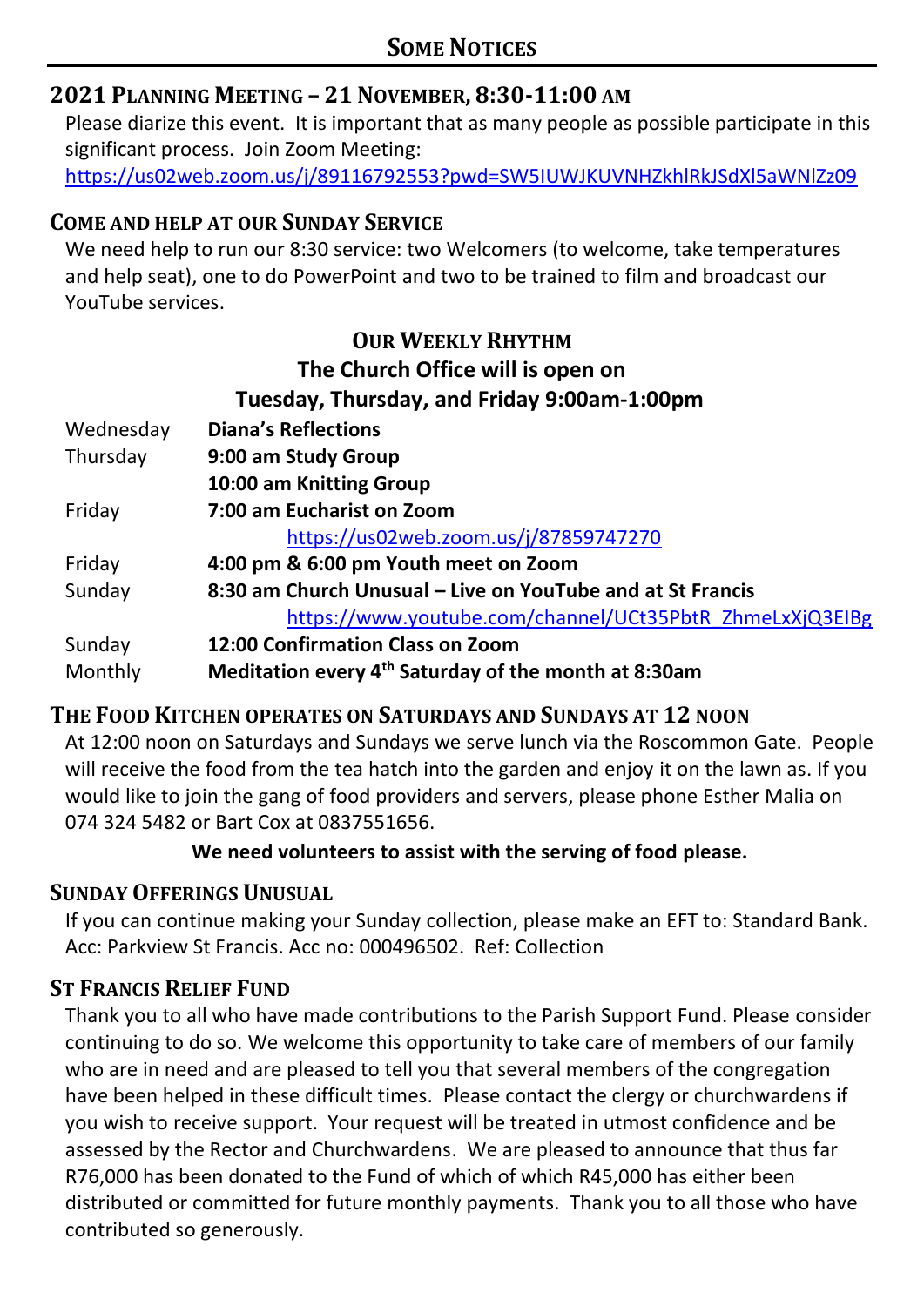# Some Notices

## 2021 Planning Meeting – 21 November, 8:30-11:00 am

Please diarize this event. It is important that as many people as possible participate in this significant process. Join Zoom Meeting:
https://us02web.zoom.us/j/89116792553?pwd=SW5IUWJKUVNHZkhlRkJSdXl5aWNlZz09

## Come and help at our Sunday Service

We need help to run our 8:30 service: two Welcomers (to welcome, take temperatures and help seat), one to do PowerPoint and two to be trained to film and broadcast our YouTube services.

## Our Weekly Rhythm

**The Church Office will is open on**
**Tuesday, Thursday, and Friday 9:00am-1:00pm**

| | |
|---|---|
| Wednesday | **Diana's Reflections** |
| Thursday | **9:00 am Study Group** |
| | **10:00 am Knitting Group** |
| Friday | **7:00 am Eucharist on Zoom** https://us02web.zoom.us/j/87859747270 |
| Friday | **4:00 pm & 6:00 pm Youth meet on Zoom** |
| Sunday | **8:30 am Church Unusual – Live on YouTube and at St Francis** https://www.youtube.com/channel/UCt35PbtR_ZhmeLxXjQ3EIBg |
| Sunday | **12:00 Confirmation Class on Zoom** |
| Monthly | **Meditation every 4th Saturday of the month at 8:30am** |

## The Food Kitchen operates on Saturdays and Sundays at 12 noon

At 12:00 noon on Saturdays and Sundays we serve lunch via the Roscommon Gate. People will receive the food from the tea hatch into the garden and enjoy it on the lawn as. If you would like to join the gang of food providers and servers, please phone Esther Malia on 074 324 5482 or Bart Cox at 0837551656.

**We need volunteers to assist with the serving of food please.**

## Sunday Offerings Unusual

If you can continue making your Sunday collection, please make an EFT to: Standard Bank. Acc: Parkview St Francis. Acc no: 000496502. Ref: Collection

## St Francis Relief Fund

Thank you to all who have made contributions to the Parish Support Fund. Please consider continuing to do so. We welcome this opportunity to take care of members of our family who are in need and are pleased to tell you that several members of the congregation have been helped in these difficult times. Please contact the clergy or churchwardens if you wish to receive support. Your request will be treated in utmost confidence and be assessed by the Rector and Churchwardens. We are pleased to announce that thus far R76,000 has been donated to the Fund of which of which R45,000 has either been distributed or committed for future monthly payments. Thank you to all those who have contributed so generously.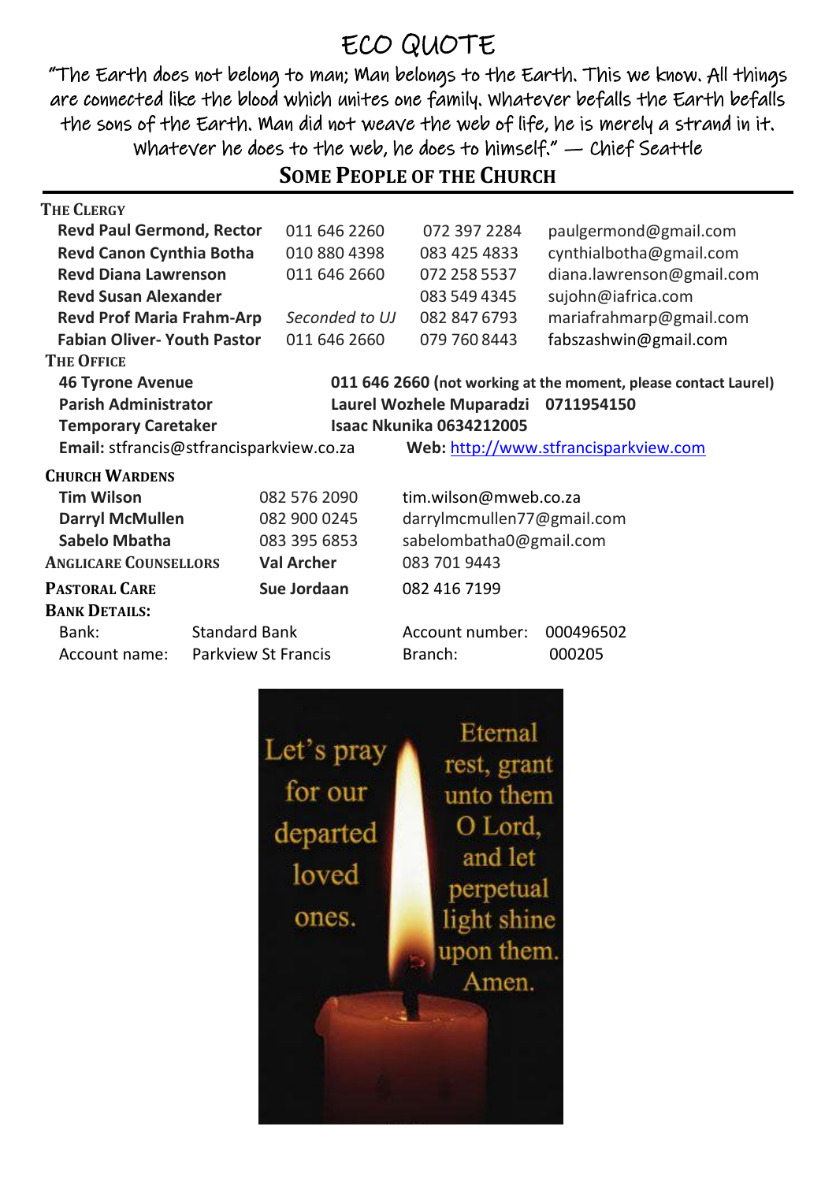# ECO QUOTE

"The Earth does not belong to man; Man belongs to the Earth. This we know. All things are connected like the blood which unites one family. Whatever befalls the Earth befalls the sons of the Earth. Man did not weave the web of life, he is merely a strand in it. Whatever he does to the web, he does to himself." — Chief Seattle

## SOME PEOPLE OF THE CHURCH

**THE CLERGY**

| | | | |
|---|---|---|---|
| **Revd Paul Germond, Rector** | 011 646 2260 | 072 397 2284 | paulgermond@gmail.com |
| **Revd Canon Cynthia Botha** | 010 880 4398 | 083 425 4833 | cynthialbotha@gmail.com |
| **Revd Diana Lawrenson** | 011 646 2660 | 072 258 5537 | diana.lawrenson@gmail.com |
| **Revd Susan Alexander** | | 083 549 4345 | sujohn@iafrica.com |
| **Revd Prof Maria Frahm-Arp** | *Seconded to UJ* | 082 847 6793 | mariafrahmarp@gmail.com |
| **Fabian Oliver- Youth Pastor** | 011 646 2660 | 079 760 8443 | fabszashwin@gmail.com |

**THE OFFICE**

| | |
|---|---|
| **46 Tyrone Avenue** | **011 646 2660 (not working at the moment, please contact Laurel)** |
| **Parish Administrator** | **Laurel Wozhele Muparadzi 0711954150** |
| **Temporary Caretaker** | **Isaac Nkunika 0634212005** |

**Email:** stfrancis@stfrancisparkview.co.za **Web:** http://www.stfrancisparkview.com

**CHURCH WARDENS**

| | | |
|---|---|---|
| **Tim Wilson** | 082 576 2090 | tim.wilson@mweb.co.za |
| **Darryl McMullen** | 082 900 0245 | darrylmcmullen77@gmail.com |
| **Sabelo Mbatha** | 083 395 6853 | sabelombatha0@gmail.com |

**ANGLICARE COUNSELLORS** **Val Archer** 083 701 9443

**PASTORAL CARE** **Sue Jordaan** 082 416 7199

**BANK DETAILS:**

| | | | |
|---|---|---|---|
| Bank: | Standard Bank | Account number: | 000496502 |
| Account name: | Parkview St Francis | Branch: | 000205 |

Let's pray for our departed loved ones.

Eternal rest, grant unto them O Lord, and let perpetual light shine upon them. Amen.